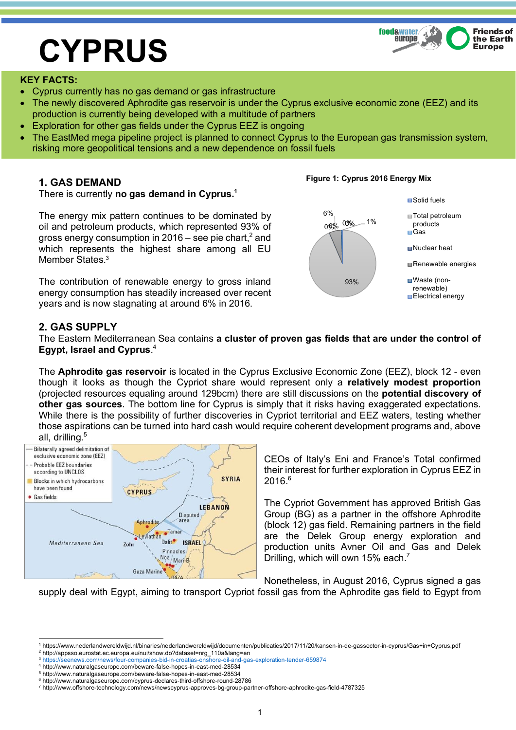# CYPRUS

**KEY FACTS:**

- Cyprus currently has no gas demand or gas infrastructure
- The newly discovered Aphrodite gas reservoir is under the Cyprus exclusive economic zone (EEZ) and its production is currently being developed with a multitude of partners
- Exploration for other gas fields under the Cyprus EEZ is ongoing
- The EastMed mega pipeline project is planned to connect Cyprus to the European gas transmission system, risking more geopolitical tensions and a new dependence on fossil fuels

## 1. GAS DEMAND

There is currently **no gas demand in Cyprus.**[1]

The energy mix pattern continues to be dominated by oil and petroleum products, which represented 93% of gross energy consumption in 2016 – see pie chart,[2] and which represents the highest share among all EU Member States.[3]

The contribution of renewable energy to gross inland energy consumption has steadily increased over recent years and is now stagnating at around 6% in 2016.

**Figure 1: Cyprus 2016 Energy Mix**

| Category | Share |
|---|---|
| Solid fuels | 0% |
| Total petroleum products | 93% |
| Gas | 0% |
| Nuclear heat | 0% |
| Renewable energies | 6% |
| Waste (non-renewable) | 0% |
| Electrical energy | 1% |

## 2. GAS SUPPLY

The Eastern Mediterranean Sea contains **a cluster of proven gas fields that are under the control of Egypt, Israel and Cyprus.**[4]

The **Aphrodite gas reservoir** is located in the Cyprus Exclusive Economic Zone (EEZ), block 12 - even though it looks as though the Cypriot share would represent only a **relatively modest proportion** (projected resources equaling around 129bcm) there are still discussions on the **potential discovery of other gas sources**. The bottom line for Cyprus is simply that it risks having exaggerated expectations. While there is the possibility of further discoveries in Cypriot territorial and EEZ waters, testing whether those aspirations can be turned into hard cash would require coherent development programs and, above all, drilling.[5]

CEOs of Italy's Eni and France's Total confirmed their interest for further exploration in Cyprus EEZ in 2016.[6]

The Cypriot Government has approved British Gas Group (BG) as a partner in the offshore Aphrodite (block 12) gas field. Remaining partners in the field are the Delek Group energy exploration and production units Avner Oil and Gas and Delek Drilling, which will own 15% each.[7]

Nonetheless, in August 2016, Cyprus signed a gas supply deal with Egypt, aiming to transport Cypriot fossil gas from the Aphrodite gas field to Egypt from

---

[1] https://www.nederlandwereldwijd.nl/binaries/nederlandwereldwijd/documenten/publicaties/2017/11/20/kansen-in-de-gassector-in-cyprus/Gas+in+Cyprus.pdf
[2] http://appsso.eurostat.ec.europa.eu/nui/show.do?dataset=nrg_110a&lang=en
[3] https://seenews.com/news/four-companies-bid-in-croatias-onshore-oil-and-gas-exploration-tender-659874
[4] http://www.naturalgaseurope.com/beware-false-hopes-in-east-med-28534
[5] http://www.naturalgaseurope.com/beware-false-hopes-in-east-med-28534
[6] http://www.naturalgaseurope.com/cyprus-declares-third-offshore-round-28786
[7] http://www.offshore-technology.com/news/newscyprus-approves-bg-group-partner-offshore-aphrodite-gas-field-4787325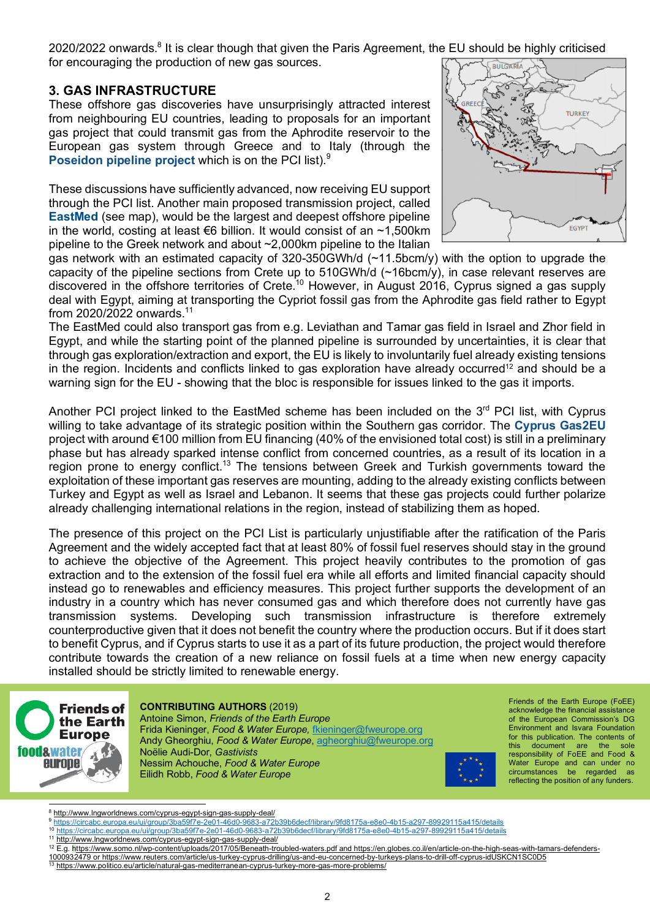2020/2022 onwards.[8] It is clear though that given the Paris Agreement, the EU should be highly criticised for encouraging the production of new gas sources.

## 3. GAS INFRASTRUCTURE

These offshore gas discoveries have unsurprisingly attracted interest from neighbouring EU countries, leading to proposals for an important gas project that could transmit gas from the Aphrodite reservoir to the European gas system through Greece and to Italy (through the **Poseidon pipeline project** which is on the PCI list).[9]

BULGARIA
GREECE
TURKEY
EGYPT

These discussions have sufficiently advanced, now receiving EU support through the PCI list. Another main proposed transmission project, called **EastMed** (see map), would be the largest and deepest offshore pipeline in the world, costing at least €6 billion. It would consist of an ~1,500km pipeline to the Greek network and about ~2,000km pipeline to the Italian gas network with an estimated capacity of 320-350GWh/d (~11.5bcm/y) with the option to upgrade the capacity of the pipeline sections from Crete up to 510GWh/d (~16bcm/y), in case relevant reserves are discovered in the offshore territories of Crete.[10] However, in August 2016, Cyprus signed a gas supply deal with Egypt, aiming at transporting the Cypriot fossil gas from the Aphrodite gas field rather to Egypt from 2020/2022 onwards.[11]

The EastMed could also transport gas from e.g. Leviathan and Tamar gas field in Israel and Zhor field in Egypt, and while the starting point of the planned pipeline is surrounded by uncertainties, it is clear that through gas exploration/extraction and export, the EU is likely to involuntarily fuel already existing tensions in the region. Incidents and conflicts linked to gas exploration have already occurred[12] and should be a warning sign for the EU - showing that the bloc is responsible for issues linked to the gas it imports.

Another PCI project linked to the EastMed scheme has been included on the 3rd PCI list, with Cyprus willing to take advantage of its strategic position within the Southern gas corridor. The **Cyprus Gas2EU** project with around €100 million from EU financing (40% of the envisioned total cost) is still in a preliminary phase but has already sparked intense conflict from concerned countries, as a result of its location in a region prone to energy conflict.[13] The tensions between Greek and Turkish governments toward the exploitation of these important gas reserves are mounting, adding to the already existing conflicts between Turkey and Egypt as well as Israel and Lebanon. It seems that these gas projects could further polarize already challenging international relations in the region, instead of stabilizing them as hoped.

The presence of this project on the PCI List is particularly unjustifiable after the ratification of the Paris Agreement and the widely accepted fact that at least 80% of fossil fuel reserves should stay in the ground to achieve the objective of the Agreement. This project heavily contributes to the promotion of gas extraction and to the extension of the fossil fuel era while all efforts and limited financial capacity should instead go to renewables and efficiency measures. This project further supports the development of an industry in a country which has never consumed gas and which therefore does not currently have gas transmission systems. Developing such transmission infrastructure is therefore extremely counterproductive given that it does not benefit the country where the production occurs. But if it does start to benefit Cyprus, and if Cyprus starts to use it as a part of its future production, the project would therefore contribute towards the creation of a new reliance on fossil fuels at a time when new energy capacity installed should be strictly limited to renewable energy.

**CONTRIBUTING AUTHORS** (2019)
Antoine Simon, *Friends of the Earth Europe*
Frida Kieninger, *Food & Water Europe*, fkieninger@fweurope.org
Andy Gheorghiu, *Food & Water Europe*, agheorghiu@fweurope.org
Noëlie Audi-Dor, *Gastivists*
Nessim Achouche, *Food & Water Europe*
Eilidh Robb, *Food & Water Europe*

Friends of the Earth Europe (FoEE) acknowledge the financial assistance of the European Commission's DG Environment and Isvara Foundation for this publication. The contents of this document are the sole responsibility of FoEE and Food & Water Europe and can under no circumstances be regarded as reflecting the position of any funders.

---

[8] http://www.lngworldnews.com/cyprus-egypt-sign-gas-supply-deal/
[9] https://circabc.europa.eu/ui/group/3ba59f7e-2e01-46d0-9683-a72b39b6decf/library/9fd8175a-e8e0-4b15-a297-89929115a415/details
[10] https://circabc.europa.eu/ui/group/3ba59f7e-2e01-46d0-9683-a72b39b6decf/library/9fd8175a-e8e0-4b15-a297-89929115a415/details
[11] http://www.lngworldnews.com/cyprus-egypt-sign-gas-supply-deal/
[12] E.g. https://www.somo.nl/wp-content/uploads/2017/05/Beneath-troubled-waters.pdf and https://en.globes.co.il/en/article-on-the-high-seas-with-tamars-defenders-1000932479 or https://www.reuters.com/article/us-turkey-cyprus-drilling/us-and-eu-concerned-by-turkeys-plans-to-drill-off-cyprus-idUSKCN1SC0D5
[13] https://www.politico.eu/article/natural-gas-mediterranean-cyprus-turkey-more-gas-more-problems/